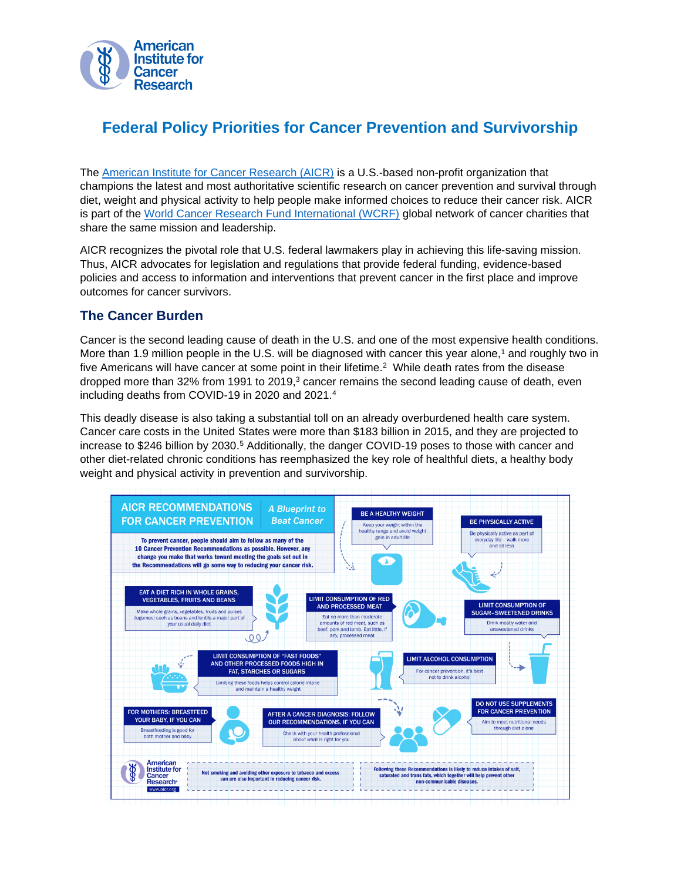# Federal Policy Priorities for Cancer Prevention and Survivorship

The American Institute for Cancer Research (AICR) is a U.S.-based non-profit organization that champions the latest and most authoritative scientific research on cancer prevention and survival through diet, weight and physical activity to help people make informed choices to reduce their cancer risk. AICR is part of the World Cancer Research Fund International (WCRF) global network of cancer charities that share the same mission and leadership.

AICR recognizes the pivotal role that U.S. federal lawmakers play in achieving this life-saving mission. Thus, AICR advocates for legislation and regulations that provide federal funding, evidence-based policies and access to information and interventions that prevent cancer in the first place and improve outcomes for cancer survivors.

## The Cancer Burden

Cancer is the second leading cause of death in the U.S. and one of the most expensive health conditions. More than 1.9 million people in the U.S. will be diagnosed with cancer this year alone,[1] and roughly two in five Americans will have cancer at some point in their lifetime.[2] While death rates from the disease dropped more than 32% from 1991 to 2019,[3] cancer remains the second leading cause of death, even including deaths from COVID-19 in 2020 and 2021.[4]

This deadly disease is also taking a substantial toll on an already overburdened health care system. Cancer care costs in the United States were more than $183 billion in 2015, and they are projected to increase to $246 billion by 2030.[5] Additionally, the danger COVID-19 poses to those with cancer and other diet-related chronic conditions has reemphasized the key role of healthful diets, a healthy body weight and physical activity in prevention and survivorship.

**AICR RECOMMENDATIONS FOR CANCER PREVENTION** — *A Blueprint to Beat Cancer*

To prevent cancer, people should aim to follow as many of the 10 Cancer Prevention Recommendations as possible. However, any change you make that works toward meeting the goals set out in the Recommendations will go some way to reducing your cancer risk.

- **BE A HEALTHY WEIGHT** — Keep your weight within the healthy range and avoid weight gain in adult life
- **BE PHYSICALLY ACTIVE** — Be physically active as part of everyday life – walk more and sit less
- **EAT A DIET RICH IN WHOLE GRAINS, VEGETABLES, FRUITS AND BEANS** — Make whole grains, vegetables, fruits and pulses (legumes) such as beans and lentils a major part of your usual daily diet
- **LIMIT CONSUMPTION OF RED AND PROCESSED MEAT** — Eat no more than moderate amounts of red meat, such as beef, pork and lamb. Eat little, if any, processed meat
- **LIMIT CONSUMPTION OF SUGAR-SWEETENED DRINKS** — Drink mostly water and unsweetened drinks
- **LIMIT CONSUMPTION OF "FAST FOODS" AND OTHER PROCESSED FOODS HIGH IN FAT, STARCHES OR SUGARS** — Limiting these foods helps control calorie intake and maintain a healthy weight
- **LIMIT ALCOHOL CONSUMPTION** — For cancer prevention, it's best not to drink alcohol
- **FOR MOTHERS: BREASTFEED YOUR BABY, IF YOU CAN** — Breastfeeding is good for both mother and baby
- **AFTER A CANCER DIAGNOSIS: FOLLOW OUR RECOMMENDATIONS, IF YOU CAN** — Check with your health professional about what is right for you
- **DO NOT USE SUPPLEMENTS FOR CANCER PREVENTION** — Aim to meet nutritional needs through diet alone

Not smoking and avoiding other exposure to tobacco and excess sun are also important in reducing cancer risk.

Following these Recommendations is likely to reduce intakes of salt, saturated and trans fats, which together will help prevent other non-communicable diseases.

American Institute for Cancer Research® www.aicr.org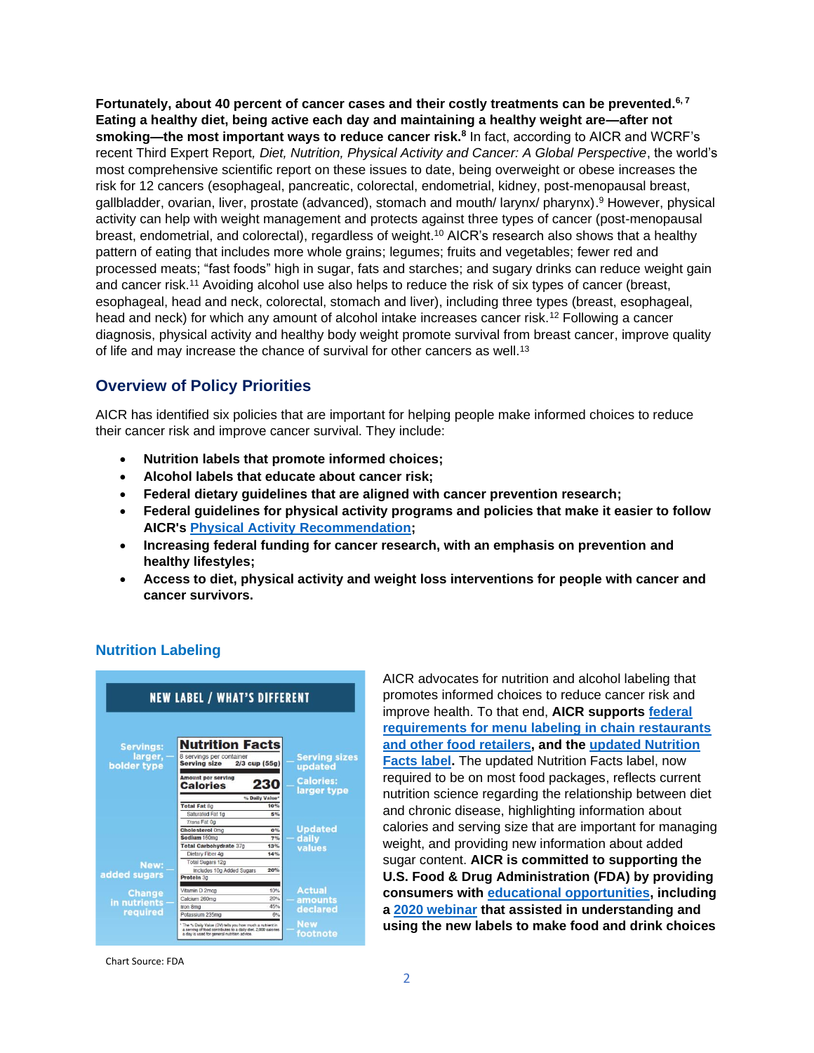**Fortunately, about 40 percent of cancer cases and their costly treatments can be prevented.[6, 7] Eating a healthy diet, being active each day and maintaining a healthy weight are—after not smoking—the most important ways to reduce cancer risk.[8]** In fact, according to AICR and WCRF's recent Third Expert Report*, Diet, Nutrition, Physical Activity and Cancer: A Global Perspective*, the world's most comprehensive scientific report on these issues to date, being overweight or obese increases the risk for 12 cancers (esophageal, pancreatic, colorectal, endometrial, kidney, post-menopausal breast, gallbladder, ovarian, liver, prostate (advanced), stomach and mouth/ larynx/ pharynx).[9] However, physical activity can help with weight management and protects against three types of cancer (post-menopausal breast, endometrial, and colorectal), regardless of weight.[10] AICR's research also shows that a healthy pattern of eating that includes more whole grains; legumes; fruits and vegetables; fewer red and processed meats; "fast foods" high in sugar, fats and starches; and sugary drinks can reduce weight gain and cancer risk.[11] Avoiding alcohol use also helps to reduce the risk of six types of cancer (breast, esophageal, head and neck, colorectal, stomach and liver), including three types (breast, esophageal, head and neck) for which any amount of alcohol intake increases cancer risk.[12] Following a cancer diagnosis, physical activity and healthy body weight promote survival from breast cancer, improve quality of life and may increase the chance of survival for other cancers as well.[13]

## Overview of Policy Priorities

AICR has identified six policies that are important for helping people make informed choices to reduce their cancer risk and improve cancer survival. They include:

- **Nutrition labels that promote informed choices;**
- **Alcohol labels that educate about cancer risk;**
- **Federal dietary guidelines that are aligned with cancer prevention research;**
- **Federal guidelines for physical activity programs and policies that make it easier to follow AICR's Physical Activity Recommendation;**
- **Increasing federal funding for cancer research, with an emphasis on prevention and healthy lifestyles;**
- **Access to diet, physical activity and weight loss interventions for people with cancer and cancer survivors.**

## Nutrition Labeling

AICR advocates for nutrition and alcohol labeling that promotes informed choices to reduce cancer risk and improve health. To that end, **AICR supports federal requirements for menu labeling in chain restaurants and other food retailers, and the updated Nutrition Facts label.** The updated Nutrition Facts label, now required to be on most food packages, reflects current nutrition science regarding the relationship between diet and chronic disease, highlighting information about calories and serving size that are important for managing weight, and providing new information about added sugar content. **AICR is committed to supporting the U.S. Food & Drug Administration (FDA) by providing consumers with educational opportunities, including a 2020 webinar that assisted in understanding and using the new labels to make food and drink choices**

Chart Source: FDA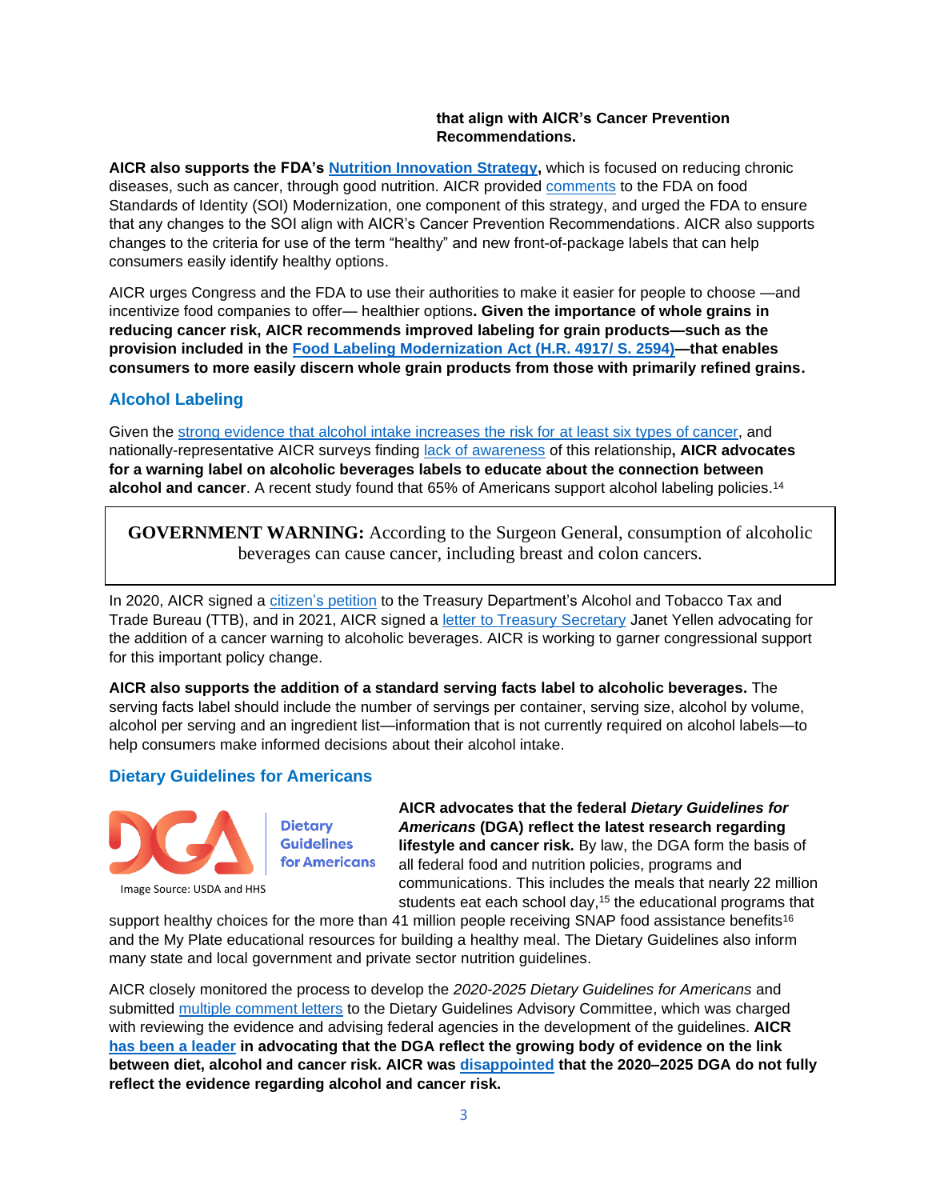**that align with AICR's Cancer Prevention Recommendations.**

**AICR also supports the FDA's Nutrition Innovation Strategy,** which is focused on reducing chronic diseases, such as cancer, through good nutrition. AICR provided comments to the FDA on food Standards of Identity (SOI) Modernization, one component of this strategy, and urged the FDA to ensure that any changes to the SOI align with AICR's Cancer Prevention Recommendations. AICR also supports changes to the criteria for use of the term "healthy" and new front-of-package labels that can help consumers easily identify healthy options.

AICR urges Congress and the FDA to use their authorities to make it easier for people to choose —and incentivize food companies to offer— healthier options**. Given the importance of whole grains in reducing cancer risk, AICR recommends improved labeling for grain products—such as the provision included in the Food Labeling Modernization Act (H.R. 4917/ S. 2594)—that enables consumers to more easily discern whole grain products from those with primarily refined grains.**

## Alcohol Labeling

Given the strong evidence that alcohol intake increases the risk for at least six types of cancer, and nationally-representative AICR surveys finding lack of awareness of this relationship**, AICR advocates for a warning label on alcoholic beverages labels to educate about the connection between alcohol and cancer**. A recent study found that 65% of Americans support alcohol labeling policies.[14]

> **GOVERNMENT WARNING:** According to the Surgeon General, consumption of alcoholic beverages can cause cancer, including breast and colon cancers.

In 2020, AICR signed a citizen's petition to the Treasury Department's Alcohol and Tobacco Tax and Trade Bureau (TTB), and in 2021, AICR signed a letter to Treasury Secretary Janet Yellen advocating for the addition of a cancer warning to alcoholic beverages. AICR is working to garner congressional support for this important policy change.

**AICR also supports the addition of a standard serving facts label to alcoholic beverages.** The serving facts label should include the number of servings per container, serving size, alcohol by volume, alcohol per serving and an ingredient list—information that is not currently required on alcohol labels—to help consumers make informed decisions about their alcohol intake.

## Dietary Guidelines for Americans

Image Source: USDA and HHS

**AICR advocates that the federal *Dietary Guidelines for Americans* (DGA) reflect the latest research regarding lifestyle and cancer risk.** By law, the DGA form the basis of all federal food and nutrition policies, programs and communications. This includes the meals that nearly 22 million students eat each school day,[15] the educational programs that support healthy choices for the more than 41 million people receiving SNAP food assistance benefits[16] and the My Plate educational resources for building a healthy meal. The Dietary Guidelines also inform many state and local government and private sector nutrition guidelines.

AICR closely monitored the process to develop the *2020-2025 Dietary Guidelines for Americans* and submitted multiple comment letters to the Dietary Guidelines Advisory Committee, which was charged with reviewing the evidence and advising federal agencies in the development of the guidelines. **AICR has been a leader in advocating that the DGA reflect the growing body of evidence on the link between diet, alcohol and cancer risk. AICR was disappointed that the 2020–2025 DGA do not fully reflect the evidence regarding alcohol and cancer risk.**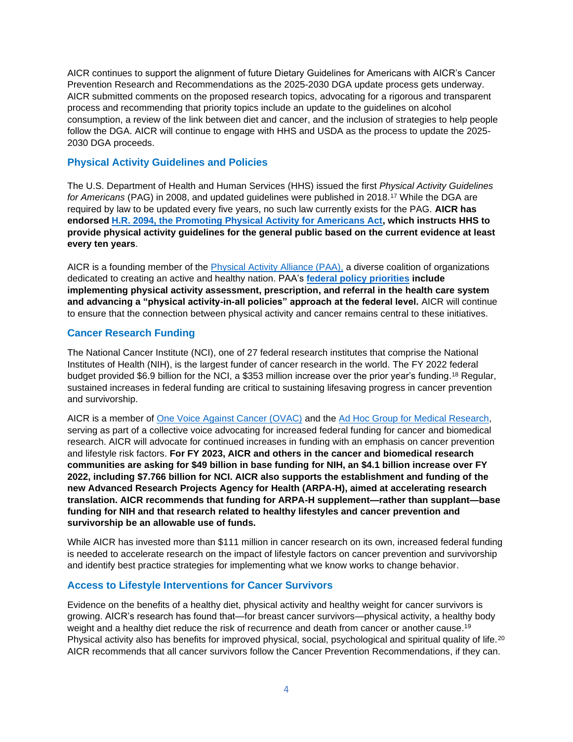AICR continues to support the alignment of future Dietary Guidelines for Americans with AICR's Cancer Prevention Research and Recommendations as the 2025-2030 DGA update process gets underway. AICR submitted comments on the proposed research topics, advocating for a rigorous and transparent process and recommending that priority topics include an update to the guidelines on alcohol consumption, a review of the link between diet and cancer, and the inclusion of strategies to help people follow the DGA. AICR will continue to engage with HHS and USDA as the process to update the 2025-2030 DGA proceeds.

## Physical Activity Guidelines and Policies

The U.S. Department of Health and Human Services (HHS) issued the first *Physical Activity Guidelines for Americans* (PAG) in 2008, and updated guidelines were published in 2018.[17] While the DGA are required by law to be updated every five years, no such law currently exists for the PAG. **AICR has endorsed H.R. 2094, the Promoting Physical Activity for Americans Act, which instructs HHS to provide physical activity guidelines for the general public based on the current evidence at least every ten years**.

AICR is a founding member of the Physical Activity Alliance (PAA), a diverse coalition of organizations dedicated to creating an active and healthy nation. PAA's **federal policy priorities include implementing physical activity assessment, prescription, and referral in the health care system and advancing a "physical activity-in-all policies" approach at the federal level.** AICR will continue to ensure that the connection between physical activity and cancer remains central to these initiatives.

## Cancer Research Funding

The National Cancer Institute (NCI), one of 27 federal research institutes that comprise the National Institutes of Health (NIH), is the largest funder of cancer research in the world. The FY 2022 federal budget provided $6.9 billion for the NCI, a $353 million increase over the prior year's funding.[18] Regular, sustained increases in federal funding are critical to sustaining lifesaving progress in cancer prevention and survivorship.

AICR is a member of One Voice Against Cancer (OVAC) and the Ad Hoc Group for Medical Research, serving as part of a collective voice advocating for increased federal funding for cancer and biomedical research. AICR will advocate for continued increases in funding with an emphasis on cancer prevention and lifestyle risk factors. **For FY 2023, AICR and others in the cancer and biomedical research communities are asking for $49 billion in base funding for NIH, an $4.1 billion increase over FY 2022, including $7.766 billion for NCI. AICR also supports the establishment and funding of the new Advanced Research Projects Agency for Health (ARPA-H), aimed at accelerating research translation. AICR recommends that funding for ARPA-H supplement—rather than supplant—base funding for NIH and that research related to healthy lifestyles and cancer prevention and survivorship be an allowable use of funds.**

While AICR has invested more than $111 million in cancer research on its own, increased federal funding is needed to accelerate research on the impact of lifestyle factors on cancer prevention and survivorship and identify best practice strategies for implementing what we know works to change behavior.

## Access to Lifestyle Interventions for Cancer Survivors

Evidence on the benefits of a healthy diet, physical activity and healthy weight for cancer survivors is growing. AICR's research has found that—for breast cancer survivors—physical activity, a healthy body weight and a healthy diet reduce the risk of recurrence and death from cancer or another cause.[19] Physical activity also has benefits for improved physical, social, psychological and spiritual quality of life.[20] AICR recommends that all cancer survivors follow the Cancer Prevention Recommendations, if they can.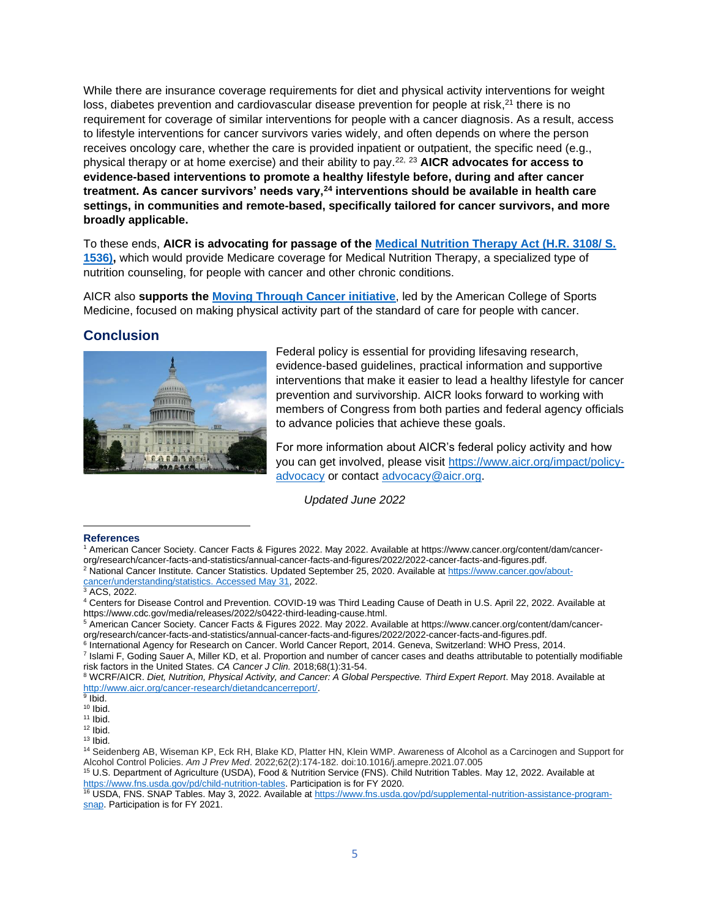While there are insurance coverage requirements for diet and physical activity interventions for weight loss, diabetes prevention and cardiovascular disease prevention for people at risk,[21] there is no requirement for coverage of similar interventions for people with a cancer diagnosis. As a result, access to lifestyle interventions for cancer survivors varies widely, and often depends on where the person receives oncology care, whether the care is provided inpatient or outpatient, the specific need (e.g., physical therapy or at home exercise) and their ability to pay.[22, 23] **AICR advocates for access to evidence-based interventions to promote a healthy lifestyle before, during and after cancer treatment. As cancer survivors' needs vary,[24] interventions should be available in health care settings, in communities and remote-based, specifically tailored for cancer survivors, and more broadly applicable.**

To these ends, **AICR is advocating for passage of the Medical Nutrition Therapy Act (H.R. 3108/ S. 1536),** which would provide Medicare coverage for Medical Nutrition Therapy, a specialized type of nutrition counseling, for people with cancer and other chronic conditions.

AICR also **supports the Moving Through Cancer initiative**, led by the American College of Sports Medicine, focused on making physical activity part of the standard of care for people with cancer.

## Conclusion

Federal policy is essential for providing lifesaving research, evidence-based guidelines, practical information and supportive interventions that make it easier to lead a healthy lifestyle for cancer prevention and survivorship. AICR looks forward to working with members of Congress from both parties and federal agency officials to advance policies that achieve these goals.

For more information about AICR's federal policy activity and how you can get involved, please visit https://www.aicr.org/impact/policy-advocacy or contact advocacy@aicr.org.

*Updated June 2022*

---

**References**

[1] American Cancer Society. Cancer Facts & Figures 2022. May 2022. Available at https://www.cancer.org/content/dam/cancer-org/research/cancer-facts-and-statistics/annual-cancer-facts-and-figures/2022/2022-cancer-facts-and-figures.pdf.
[2] National Cancer Institute. Cancer Statistics. Updated September 25, 2020. Available at https://www.cancer.gov/about-cancer/understanding/statistics. Accessed May 31, 2022.
[3] ACS, 2022.
[4] Centers for Disease Control and Prevention. COVID-19 was Third Leading Cause of Death in U.S. April 22, 2022. Available at https://www.cdc.gov/media/releases/2022/s0422-third-leading-cause.html.
[5] American Cancer Society. Cancer Facts & Figures 2022. May 2022. Available at https://www.cancer.org/content/dam/cancer-org/research/cancer-facts-and-statistics/annual-cancer-facts-and-figures/2022/2022-cancer-facts-and-figures.pdf.
[6] International Agency for Research on Cancer. World Cancer Report, 2014. Geneva, Switzerland: WHO Press, 2014.
[7] Islami F, Goding Sauer A, Miller KD, et al. Proportion and number of cancer cases and deaths attributable to potentially modifiable risk factors in the United States. *CA Cancer J Clin.* 2018;68(1):31-54.
[8] WCRF/AICR. *Diet, Nutrition, Physical Activity, and Cancer: A Global Perspective. Third Expert Report*. May 2018. Available at http://www.aicr.org/cancer-research/dietandcancerreport/.
[9] Ibid.
[10] Ibid.
[11] Ibid.
[12] Ibid.
[13] Ibid.
[14] Seidenberg AB, Wiseman KP, Eck RH, Blake KD, Platter HN, Klein WMP. Awareness of Alcohol as a Carcinogen and Support for Alcohol Control Policies. *Am J Prev Med*. 2022;62(2):174-182. doi:10.1016/j.amepre.2021.07.005
[15] U.S. Department of Agriculture (USDA), Food & Nutrition Service (FNS). Child Nutrition Tables. May 12, 2022. Available at https://www.fns.usda.gov/pd/child-nutrition-tables. Participation is for FY 2020.
[16] USDA, FNS. SNAP Tables. May 3, 2022. Available at https://www.fns.usda.gov/pd/supplemental-nutrition-assistance-program-snap. Participation is for FY 2021.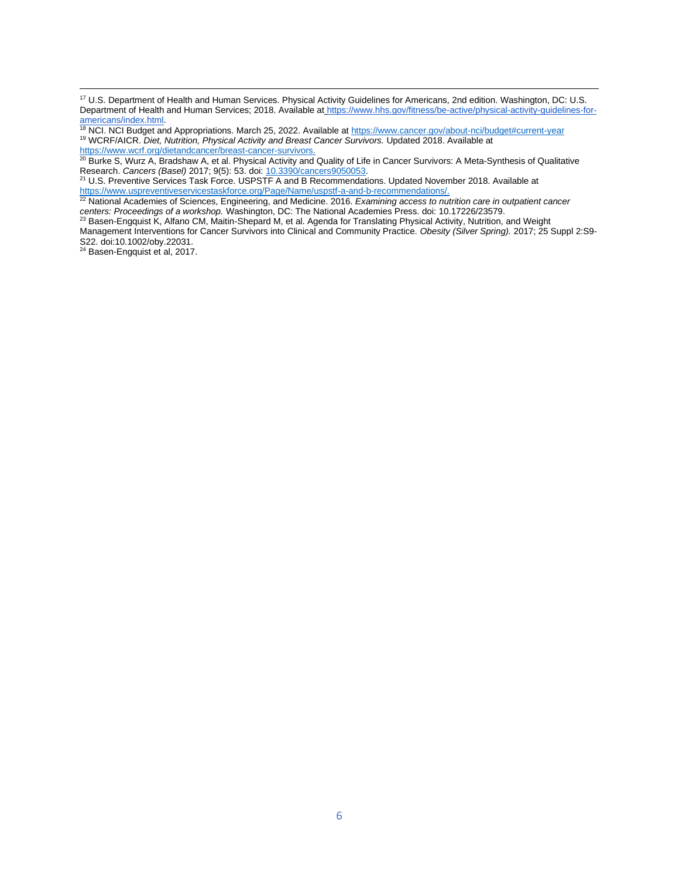[17] U.S. Department of Health and Human Services. Physical Activity Guidelines for Americans, 2nd edition. Washington, DC: U.S. Department of Health and Human Services; 2018. Available at https://www.hhs.gov/fitness/be-active/physical-activity-guidelines-for-americans/index.html.

[18] NCI. NCI Budget and Appropriations. March 25, 2022. Available at https://www.cancer.gov/about-nci/budget#current-year

[19] WCRF/AICR. *Diet, Nutrition, Physical Activity and Breast Cancer Survivors.* Updated 2018. Available at https://www.wcrf.org/dietandcancer/breast-cancer-survivors.

[20] Burke S, Wurz A, Bradshaw A, et al. Physical Activity and Quality of Life in Cancer Survivors: A Meta-Synthesis of Qualitative Research. *Cancers (Basel)* 2017; 9(5): 53. doi: 10.3390/cancers9050053.

[21] U.S. Preventive Services Task Force. USPSTF A and B Recommendations. Updated November 2018. Available at https://www.uspreventiveservicestaskforce.org/Page/Name/uspstf-a-and-b-recommendations/.

[22] National Academies of Sciences, Engineering, and Medicine. 2016. *Examining access to nutrition care in outpatient cancer centers: Proceedings of a workshop.* Washington, DC: The National Academies Press. doi: 10.17226/23579.

[23] Basen-Engquist K, Alfano CM, Maitin-Shepard M, et al. Agenda for Translating Physical Activity, Nutrition, and Weight Management Interventions for Cancer Survivors into Clinical and Community Practice. *Obesity (Silver Spring).* 2017; 25 Suppl 2:S9-S22. doi:10.1002/oby.22031.

[24] Basen-Engquist et al, 2017.